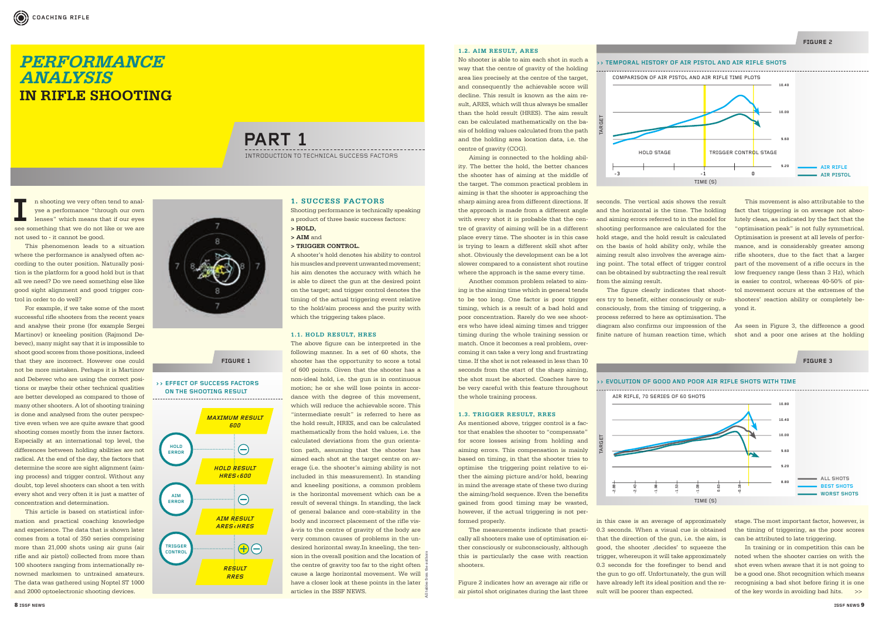# PERFORMANCE ANALYSIS IN RIFLE SHOOTING

## PART 1

INTRODUCTION TO TECHNICAL SUCCESS FACTORS

In shooting we very often tend to analyse a performance "through our own lenses" which means that if our eyes see something that we do not like or we are not used to - it cannot be good.

This phenomenon leads to a situation where the performance is analysed often according to the outer position. Naturally position is the platform for a good hold but is that all we need? Do we need something else like good sight alignment and good trigger control in order to do well?

For example, if we take some of the most successful rifle shooters from the recent years and analyse their prone (for example Sergei Martinov) or kneeling position (Rajmond Debevec), many might say that it is impossible to shoot good scores from those positions, indeed that they are incorrect. However one could not be more mistaken. Perhaps it is Martinov and Debevec who are using the correct positions or maybe their other technical qualities are better developed as compared to those of many other shooters. A lot of shooting training is done and analysed from the outer perspective even when we are quite aware that good shooting comes mostly from the inner factors. Especially at an international top level, the differences between holding abilities are not radical. At the end of the day, the factors that determine the score are sight alignment (aiming process) and trigger control. Without any doubt, top level shooters can shoot a ten with every shot and very often it is just a matter of concentration and determination.

This article is based on statistical information and practical coaching knowledge and experience. The data that is shown later comes from a total of 350 series comprising more than 21,000 shots using air guns (air rifle and air pistol) collected from more than 100 shooters ranging from internationally renowned marksmen to untrained amateurs. The data was gathered using Noptel ST 1000 and 2000 optoelectronic shooting devices.

FIGURE 1

›› EFFECT OF SUCCESS FACTORS ON THE SHOOTING RESULT

MAXIMUM RESULT 600 → HOLD ERROR (−) → HOLD RESULT HRES‹600 → AIM ERROR (−) → AIM RESULT ARES‹HRES → TRIGGER CONTROL (+)(−) → RESULT RRES

### 1. SUCCESS FACTORS

Shooting performance is technically speaking a product of three basic success factors:

- **> HOLD,**
- **> AIM** and
- **> TRIGGER CONTROL.**

A shooter's hold denotes his ability to control his muscles and prevent unwanted movement; his aim denotes the accuracy with which he is able to direct the gun at the desired point on the target; and trigger control denotes the timing of the actual triggering event relative to the hold/aim process and the purity with which the triggering takes place.

#### 1.1. HOLD RESULT, HRES

The above figure can be interpreted in the following manner. In a set of 60 shots, the shooter has the opportunity to score a total of 600 points. Given that the shooter has a non-ideal hold, i.e. the gun is in continuous motion; he or she will lose points in accordance with the degree of this movement, which will reduce the achievable score. This "intermediate result" is referred to here as the hold result, HRES, and can be calculated mathematically from the hold values, i.e. the calculated deviations from the gun orientation path, assuming that the shooter has aimed each shot at the target centre on average (i.e. the shooter's aiming ability is not included in this measurement). In standing and kneeling positions, a common problem is the horizontal movement which can be a result of several things. In standing, the lack of general balance and core-stability in the body and incorrect placement of the rifle vis-à-vis to the centre of gravity of the body are very common causes of problems in the undesired horizontal sway.In kneeling, the tension in the overall position and the location of the centre of gravity too far to the right often cause a large horizontal movement. We will have a closer look at these points in the later articles in the ISSF NEWS.

#### 1.2. AIM RESULT, ARES

No shooter is able to aim each shot in such a way that the centre of gravity of the holding area lies precisely at the centre of the target, and consequently the achievable score will decline. This result is known as the aim result, ARES, which will thus always be smaller than the hold result (HRES). The aim result can be calculated mathematically on the basis of holding values calculated from the path and the holding area location data, i.e. the centre of gravity (COG).

Aiming is connected to the holding ability. The better the hold, the better chances the shooter has of aiming at the middle of the target. The common practical problem in aiming is that the shooter is approaching the sharp aiming area from different directions. If the approach is made from a different angle with every shot it is probable that the centre of gravity of aiming will be in a different place every time. The shooter is in this case is trying to learn a different skill shot after shot. Obviously the development can be a lot slower compared to a consistent shot routine where the approach is the same every time.

Another common problem related to aiming is the aiming time which in general tends to be too long. One factor is poor trigger timing, which is a result of a bad hold and poor concentration. Rarely do we see shooters who have ideal aiming times and trigger timing during the whole training session or match. Once it becomes a real problem, overcoming it can take a very long and frustrating time. If the shot is not released in less than 10 seconds from the start of the sharp aiming, the shot must be aborted. Coaches have to be very careful with this feature throughout the whole training process.

#### 1.3. TRIGGER RESULT, RRES

As mentioned above, trigger control is a factor that enables the shooter to "compensate" for score losses arising from holding and aiming errors. This compensation is mainly based on timing, in that the shooter tries to optimise the triggering point relative to either the aiming picture and/or hold, bearing in mind the average state of these two during the aiming/hold sequence. Even the benefits gained from good timing may be wasted, however, if the actual triggering is not performed properly.

The measurements indicate that practically all shooters make use of optimisation either consciously or subconsciously, although this is particularly the case with reaction shooters.

FIGURE 2

›› TEMPORAL HISTORY OF AIR PISTOL AND AIR RIFLE SHOTS

COMPARISON OF AIR PISTOL AND AIR RIFLE TIME PLOTS (vertical axis: TARGET, 9.20–10.40; horizontal axis: TIME (S), -3 to 0; HOLD STAGE, TRIGGER CONTROL STAGE; legend: AIR RIFLE, AIR PISTOL)

Figure 2 indicates how an average air rifle or air pistol shot originates during the last three seconds. The vertical axis shows the result and the horizontal is the time. The holding and aiming errors referred to in the model for shooting performance are calculated for the hold stage, and the hold result is calculated on the basis of hold ability only, while the aiming result also involves the average aiming point. The total effect of trigger control can be obtained by subtracting the real result from the aiming result.

The figure clearly indicates that shooters try to benefit, either consciously or subconsciously, from the timing of triggering, a process referred to here as optimisation. The diagram also confirms our impression of the finite nature of human reaction time, which in this case is an average of approximately 0.3 seconds. When a visual cue is obtained that the direction of the gun, i.e. the aim, is good, the shooter ‚decides' to squeeze the trigger, whereupon it will take approximately 0.3 seconds for the forefinger to bend and the gun to go off. Unfortunately, the gun will have already left its ideal position and the result will be poorer than expected.

This movement is also attributable to the fact that triggering is on average not absolutely clean, as indicated by the fact that the "optimisation peak" is not fully symmetrical. Optimisation is present at all levels of performance, and is considerably greater among rifle shooters, due to the fact that a larger part of the movement of a rifle occurs in the low frequency range (less than 3 Hz), which is easier to control, whereas 40-50% of pistol movement occurs at the extremes of the shooters' reaction ability or completely beyond it.

FIGURE 3

›› EVOLUTION OF GOOD AND POOR AIR RIFLE SHOTS WITH TIME

AIR RIFLE, 70 SERIES OF 60 SHOTS (vertical axis: TARGET, 8.80–10.80; horizontal axis: TIME (S), -2.88 to -0.18; legend: ALL SHOTS, BEST SHOTS, WORST SHOTS)

As seen in Figure 3, the difference a good shot and a poor one arises at the holding stage. The most important factor, however, is the timing of triggering, as the poor scores can be attributed to late triggering.

In training or in competition this can be noted when the shooter carries on with the shot even when aware that it is not going to be a good one. Shot recognition which means recognising a bad shot before firing it is one of the key words in avoiding bad hits. >>

All tables from the authors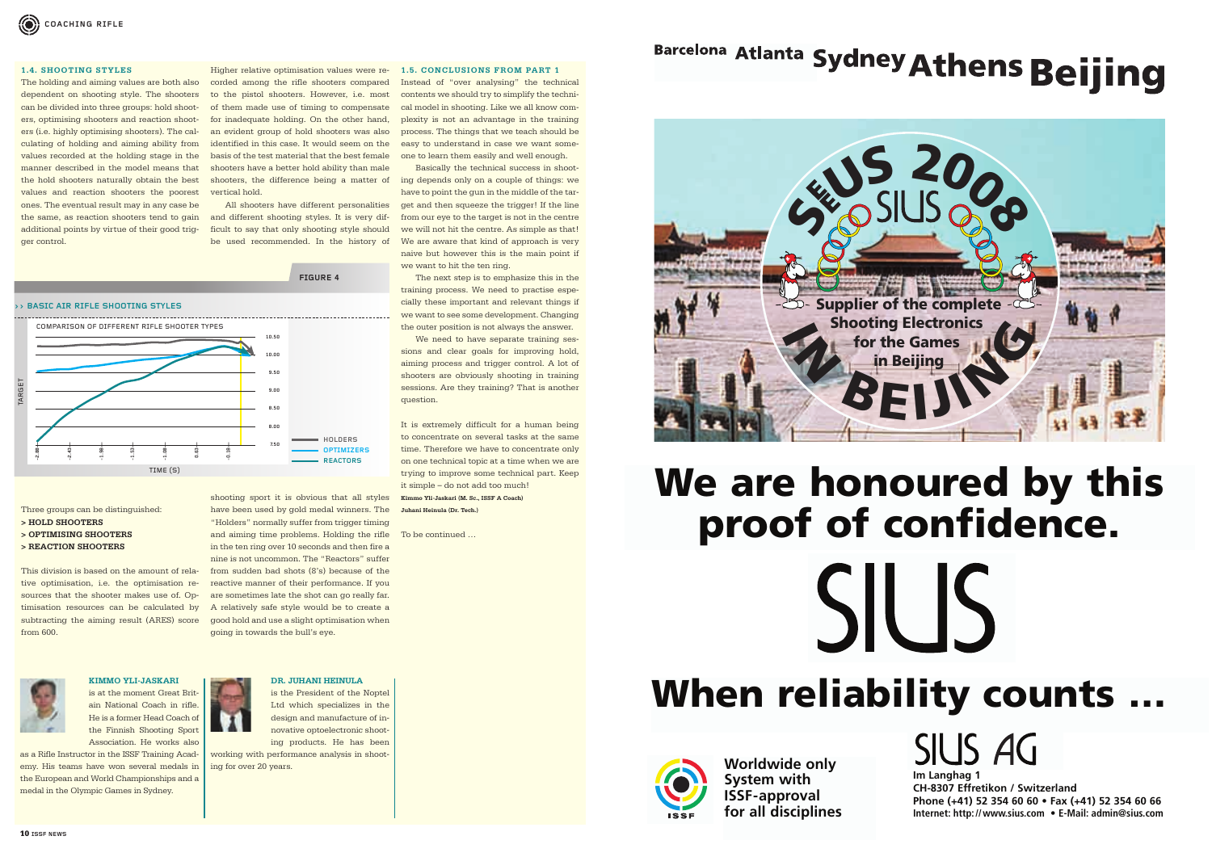### 1.4. SHOOTING STYLES

The holding and aiming values are both also dependent on shooting style. The shooters can be divided into three groups: hold shooters, optimising shooters and reaction shooters (i.e. highly optimising shooters). The calculating of holding and aiming ability from values recorded at the holding stage in the manner described in the model means that the hold shooters naturally obtain the best values and reaction shooters the poorest ones. The eventual result may in any case be the same, as reaction shooters tend to gain additional points by virtue of their good trigger control.

Higher relative optimisation values were recorded among the rifle shooters compared to the pistol shooters. However, i.e. most of them made use of timing to compensate for inadequate holding. On the other hand, an evident group of hold shooters was also identified in this case. It would seem on the basis of the test material that the best female shooters have a better hold ability than male shooters, the difference being a matter of vertical hold.

All shooters have different personalities and different shooting styles. It is very difficult to say that only shooting style should be used recommended. In the history of shooting sport it is obvious that all styles have been used by gold medal winners. The "Holders" normally suffer from trigger timing and aiming time problems. Holding the rifle in the ten ring over 10 seconds and then fire a nine is not uncommon. The "Reactors" suffer from sudden bad shots (8's) because of the reactive manner of their performance. If you are sometimes late the shot can go really far. A relatively safe style would be to create a good hold and use a slight optimisation when going in towards the bull's eye.

FIGURE 4

›› BASIC AIR RIFLE SHOOTING STYLES

COMPARISON OF DIFFERENT RIFLE SHOOTER TYPES

TARGET

10.50
10.00
9.50
9.00
8.50
8.00
7.50

-2.88
-2.43
-1.98
-1.53
-1.08
-0.63
-0.18

TIME (S)

HOLDERS
OPTIMIZERS
REACTORS

Three groups can be distinguished:

> **HOLD SHOOTERS**
> **OPTIMISING SHOOTERS**
> **REACTION SHOOTERS**

This division is based on the amount of relative optimisation, i.e. the optimisation resources that the shooter makes use of. Optimisation resources can be calculated by subtracting the aiming result (ARES) score from 600.

### 1.5. CONCLUSIONS FROM PART 1

Instead of "over analysing" the technical contents we should try to simplify the technical model in shooting. Like we all know complexity is not an advantage in the training process. The things that we teach should be easy to understand in case we want someone to learn them easily and well enough.

Basically the technical success in shooting depends only on a couple of things: we have to point the gun in the middle of the target and then squeeze the trigger! If the line from our eye to the target is not in the centre we will not hit the centre. As simple as that! We are aware that kind of approach is very naive but however this is the main point if we want to hit the ten ring.

The next step is to emphasize this in the training process. We need to practise especially these important and relevant things if we want to see some development. Changing the outer position is not always the answer.

We need to have separate training sessions and clear goals for improving hold, aiming process and trigger control. A lot of shooters are obviously shooting in training sessions. Are they training? That is another question.

It is extremely difficult for a human being to concentrate on several tasks at the same time. Therefore we have to concentrate only on one technical topic at a time when we are trying to improve some technical part. Keep it simple – do not add too much!

**Kimmo Yli-Jaskari (M. Sc., ISSF A Coach)**
**Juhani Heinula (Dr. Tech.)**

To be continued …

**KIMMO YLI-JASKARI**
is at the moment Great Britain National Coach in rifle. He is a former Head Coach of the Finnish Shooting Sport Association. He works also as a Rifle Instructor in the ISSF Training Academy. His teams have won several medals in the European and World Championships and a medal in the Olympic Games in Sydney.

**DR. JUHANI HEINULA**
is the President of the Noptel Ltd which specializes in the design and manufacture of innovative optoelectronic shooting products. He has been working with performance analysis in shooting for over 20 years.

Barcelona Atlanta Sydney Athens Beijing

SIUS 2008 IN BEIJING

Supplier of the complete Shooting Electronics for the Games in Beijing

# We are honoured by this proof of confidence.

SIUS

# When reliability counts …

Worldwide only System with ISSF-approval for all disciplines

ISSF

SIUS AG
Im Langhag 1
CH-8307 Effretikon / Switzerland
Phone (+41) 52 354 60 60 • Fax (+41) 52 354 60 66
Internet: http://www.sius.com • E-Mail: admin@sius.com